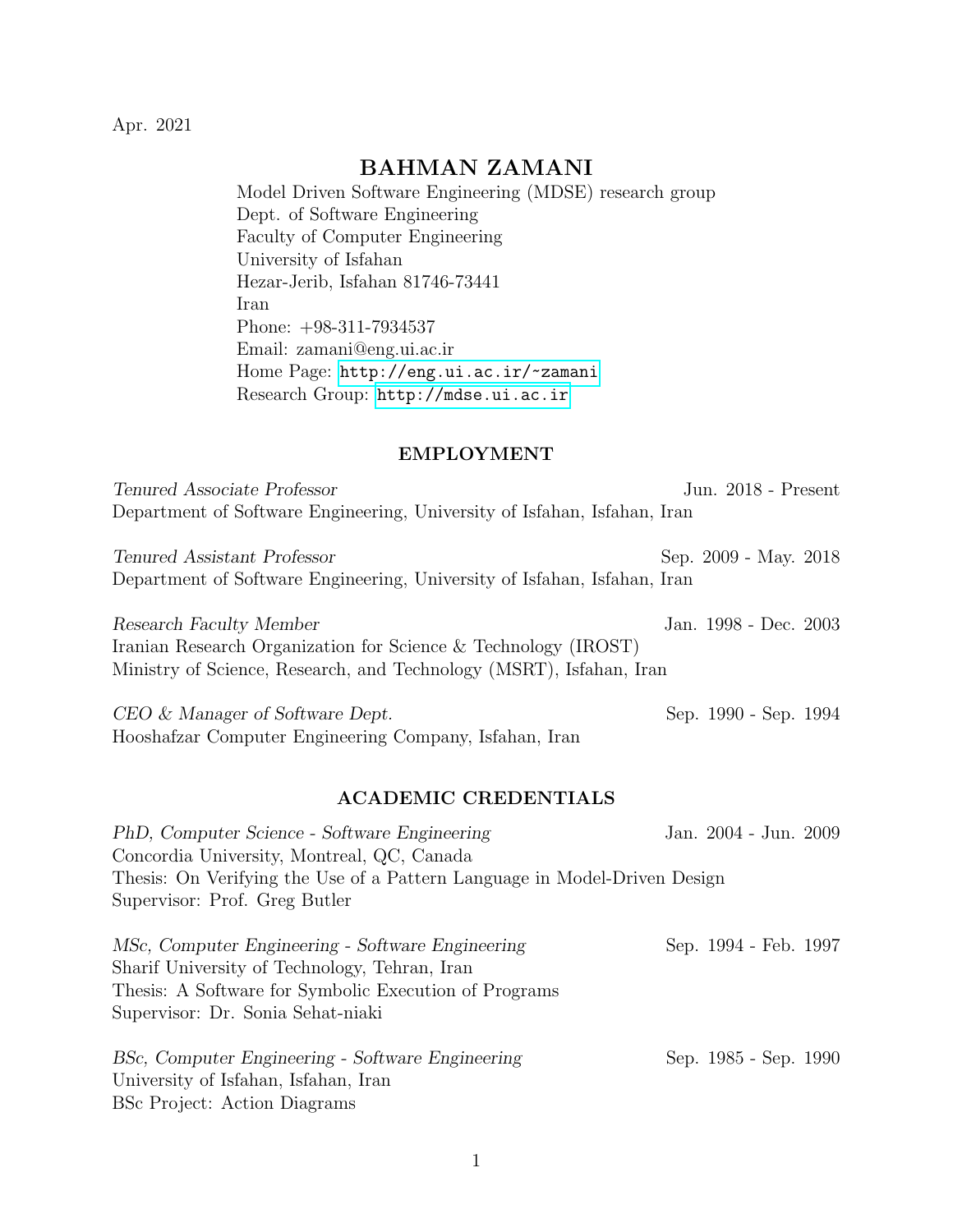Apr. 2021

# BAHMAN ZAMANI

Model Driven Software Engineering (MDSE) research group
Dept. of Software Engineering
Faculty of Computer Engineering
University of Isfahan
Hezar-Jerib, Isfahan 81746-73441
Iran
Phone: +98-311-7934537
Email: zamani@eng.ui.ac.ir
Home Page: http://eng.ui.ac.ir/~zamani
Research Group: http://mdse.ui.ac.ir

## EMPLOYMENT

*Tenured Associate Professor* — Jun. 2018 - Present
Department of Software Engineering, University of Isfahan, Isfahan, Iran

*Tenured Assistant Professor* — Sep. 2009 - May. 2018
Department of Software Engineering, University of Isfahan, Isfahan, Iran

*Research Faculty Member* — Jan. 1998 - Dec. 2003
Iranian Research Organization for Science & Technology (IROST)
Ministry of Science, Research, and Technology (MSRT), Isfahan, Iran

*CEO & Manager of Software Dept.* — Sep. 1990 - Sep. 1994
Hooshafzar Computer Engineering Company, Isfahan, Iran

## ACADEMIC CREDENTIALS

*PhD, Computer Science - Software Engineering* — Jan. 2004 - Jun. 2009
Concordia University, Montreal, QC, Canada
Thesis: On Verifying the Use of a Pattern Language in Model-Driven Design
Supervisor: Prof. Greg Butler

*MSc, Computer Engineering - Software Engineering* — Sep. 1994 - Feb. 1997
Sharif University of Technology, Tehran, Iran
Thesis: A Software for Symbolic Execution of Programs
Supervisor: Dr. Sonia Sehat-niaki

*BSc, Computer Engineering - Software Engineering* — Sep. 1985 - Sep. 1990
University of Isfahan, Isfahan, Iran
BSc Project: Action Diagrams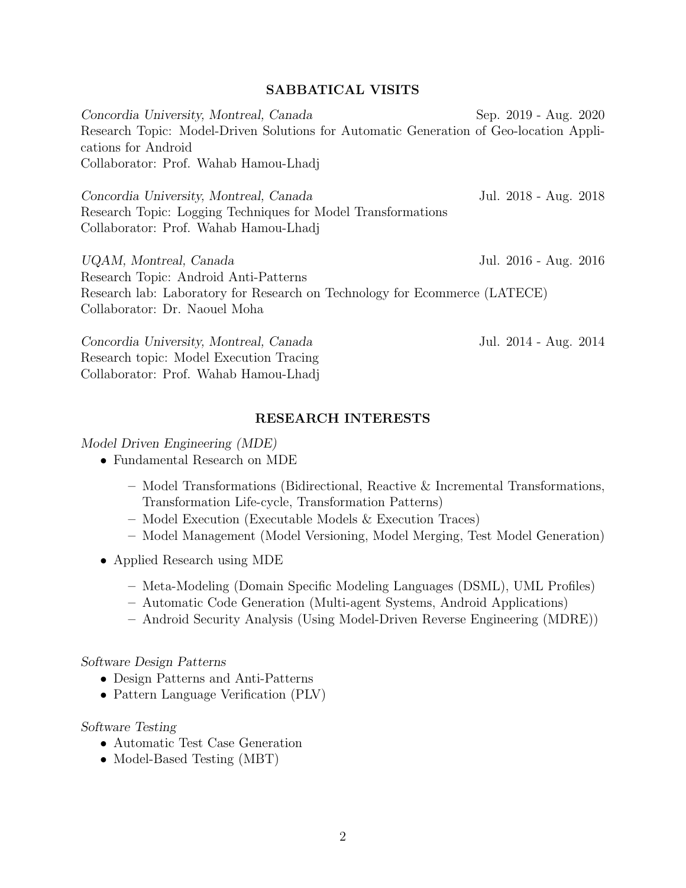## SABBATICAL VISITS

*Concordia University, Montreal, Canada* Sep. 2019 - Aug. 2020
Research Topic: Model-Driven Solutions for Automatic Generation of Geo-location Applications for Android
Collaborator: Prof. Wahab Hamou-Lhadj

*Concordia University, Montreal, Canada* Jul. 2018 - Aug. 2018
Research Topic: Logging Techniques for Model Transformations
Collaborator: Prof. Wahab Hamou-Lhadj

*UQAM, Montreal, Canada* Jul. 2016 - Aug. 2016
Research Topic: Android Anti-Patterns
Research lab: Laboratory for Research on Technology for Ecommerce (LATECE)
Collaborator: Dr. Naouel Moha

*Concordia University, Montreal, Canada* Jul. 2014 - Aug. 2014
Research topic: Model Execution Tracing
Collaborator: Prof. Wahab Hamou-Lhadj

## RESEARCH INTERESTS

*Model Driven Engineering (MDE)*

- Fundamental Research on MDE
  - Model Transformations (Bidirectional, Reactive & Incremental Transformations, Transformation Life-cycle, Transformation Patterns)
  - Model Execution (Executable Models & Execution Traces)
  - Model Management (Model Versioning, Model Merging, Test Model Generation)
- Applied Research using MDE
  - Meta-Modeling (Domain Specific Modeling Languages (DSML), UML Profiles)
  - Automatic Code Generation (Multi-agent Systems, Android Applications)
  - Android Security Analysis (Using Model-Driven Reverse Engineering (MDRE))

*Software Design Patterns*

- Design Patterns and Anti-Patterns
- Pattern Language Verification (PLV)

*Software Testing*

- Automatic Test Case Generation
- Model-Based Testing (MBT)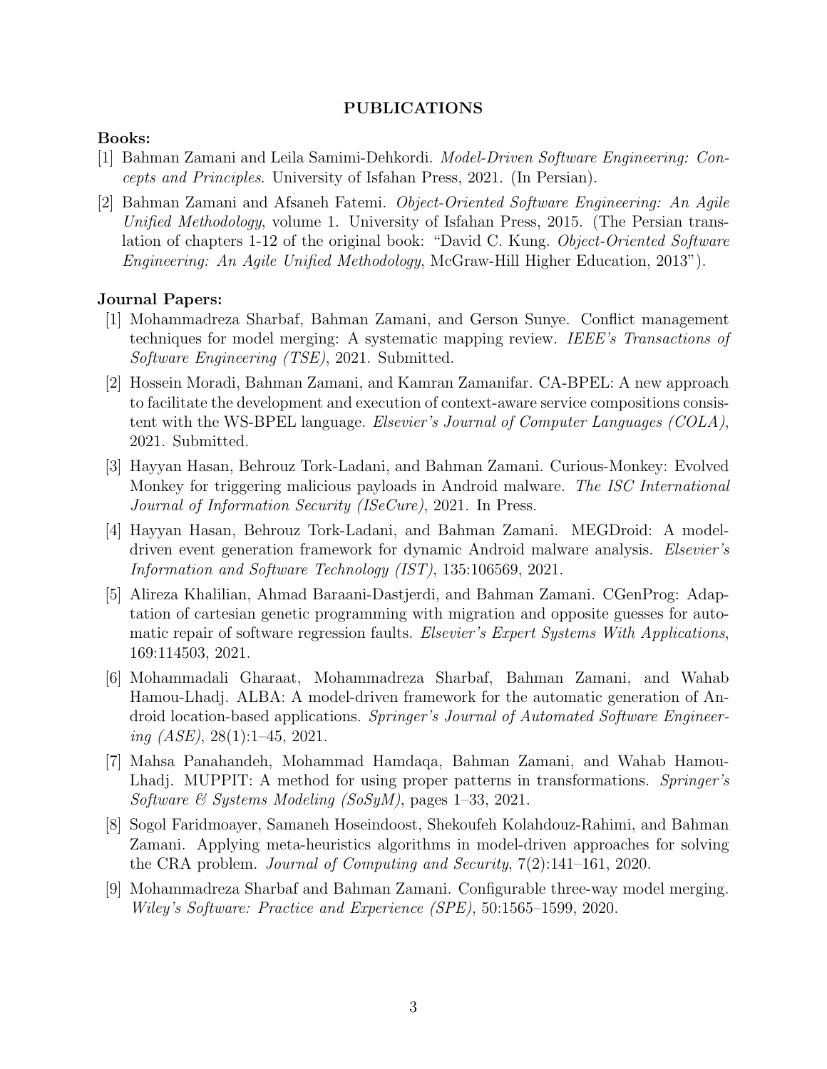## PUBLICATIONS

### Books:

[1] Bahman Zamani and Leila Samimi-Dehkordi. *Model-Driven Software Engineering: Concepts and Principles*. University of Isfahan Press, 2021. (In Persian).

[2] Bahman Zamani and Afsaneh Fatemi. *Object-Oriented Software Engineering: An Agile Unified Methodology*, volume 1. University of Isfahan Press, 2015. (The Persian translation of chapters 1-12 of the original book: "David C. Kung. *Object-Oriented Software Engineering: An Agile Unified Methodology*, McGraw-Hill Higher Education, 2013").

### Journal Papers:

[1] Mohammadreza Sharbaf, Bahman Zamani, and Gerson Sunye. Conflict management techniques for model merging: A systematic mapping review. *IEEE's Transactions of Software Engineering (TSE)*, 2021. Submitted.

[2] Hossein Moradi, Bahman Zamani, and Kamran Zamanifar. CA-BPEL: A new approach to facilitate the development and execution of context-aware service compositions consistent with the WS-BPEL language. *Elsevier's Journal of Computer Languages (COLA)*, 2021. Submitted.

[3] Hayyan Hasan, Behrouz Tork-Ladani, and Bahman Zamani. Curious-Monkey: Evolved Monkey for triggering malicious payloads in Android malware. *The ISC International Journal of Information Security (ISeCure)*, 2021. In Press.

[4] Hayyan Hasan, Behrouz Tork-Ladani, and Bahman Zamani. MEGDroid: A model-driven event generation framework for dynamic Android malware analysis. *Elsevier's Information and Software Technology (IST)*, 135:106569, 2021.

[5] Alireza Khalilian, Ahmad Baraani-Dastjerdi, and Bahman Zamani. CGenProg: Adaptation of cartesian genetic programming with migration and opposite guesses for automatic repair of software regression faults. *Elsevier's Expert Systems With Applications*, 169:114503, 2021.

[6] Mohammadali Gharaat, Mohammadreza Sharbaf, Bahman Zamani, and Wahab Hamou-Lhadj. ALBA: A model-driven framework for the automatic generation of Android location-based applications. *Springer's Journal of Automated Software Engineering (ASE)*, 28(1):1–45, 2021.

[7] Mahsa Panahandeh, Mohammad Hamdaqa, Bahman Zamani, and Wahab Hamou-Lhadj. MUPPIT: A method for using proper patterns in transformations. *Springer's Software & Systems Modeling (SoSyM)*, pages 1–33, 2021.

[8] Sogol Faridmoayer, Samaneh Hoseindoost, Shekoufeh Kolahdouz-Rahimi, and Bahman Zamani. Applying meta-heuristics algorithms in model-driven approaches for solving the CRA problem. *Journal of Computing and Security*, 7(2):141–161, 2020.

[9] Mohammadreza Sharbaf and Bahman Zamani. Configurable three-way model merging. *Wiley's Software: Practice and Experience (SPE)*, 50:1565–1599, 2020.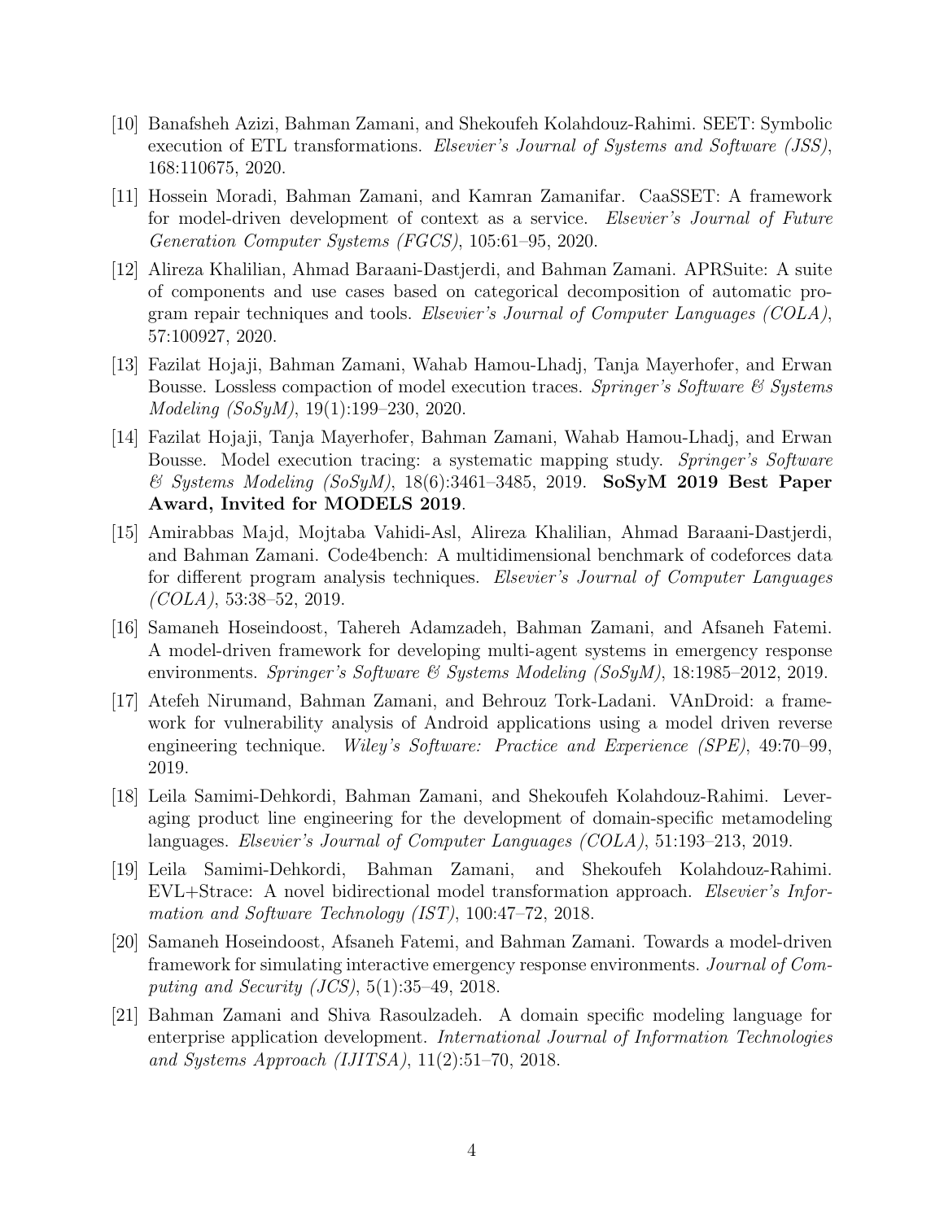[10] Banafsheh Azizi, Bahman Zamani, and Shekoufeh Kolahdouz-Rahimi. SEET: Symbolic execution of ETL transformations. *Elsevier's Journal of Systems and Software (JSS)*, 168:110675, 2020.

[11] Hossein Moradi, Bahman Zamani, and Kamran Zamanifar. CaaSSET: A framework for model-driven development of context as a service. *Elsevier's Journal of Future Generation Computer Systems (FGCS)*, 105:61–95, 2020.

[12] Alireza Khalilian, Ahmad Baraani-Dastjerdi, and Bahman Zamani. APRSuite: A suite of components and use cases based on categorical decomposition of automatic program repair techniques and tools. *Elsevier's Journal of Computer Languages (COLA)*, 57:100927, 2020.

[13] Fazilat Hojaji, Bahman Zamani, Wahab Hamou-Lhadj, Tanja Mayerhofer, and Erwan Bousse. Lossless compaction of model execution traces. *Springer's Software & Systems Modeling (SoSyM)*, 19(1):199–230, 2020.

[14] Fazilat Hojaji, Tanja Mayerhofer, Bahman Zamani, Wahab Hamou-Lhadj, and Erwan Bousse. Model execution tracing: a systematic mapping study. *Springer's Software & Systems Modeling (SoSyM)*, 18(6):3461–3485, 2019. **SoSyM 2019 Best Paper Award, Invited for MODELS 2019**.

[15] Amirabbas Majd, Mojtaba Vahidi-Asl, Alireza Khalilian, Ahmad Baraani-Dastjerdi, and Bahman Zamani. Code4bench: A multidimensional benchmark of codeforces data for different program analysis techniques. *Elsevier's Journal of Computer Languages (COLA)*, 53:38–52, 2019.

[16] Samaneh Hoseindoost, Tahereh Adamzadeh, Bahman Zamani, and Afsaneh Fatemi. A model-driven framework for developing multi-agent systems in emergency response environments. *Springer's Software & Systems Modeling (SoSyM)*, 18:1985–2012, 2019.

[17] Atefeh Nirumand, Bahman Zamani, and Behrouz Tork-Ladani. VAnDroid: a framework for vulnerability analysis of Android applications using a model driven reverse engineering technique. *Wiley's Software: Practice and Experience (SPE)*, 49:70–99, 2019.

[18] Leila Samimi-Dehkordi, Bahman Zamani, and Shekoufeh Kolahdouz-Rahimi. Leveraging product line engineering for the development of domain-specific metamodeling languages. *Elsevier's Journal of Computer Languages (COLA)*, 51:193–213, 2019.

[19] Leila Samimi-Dehkordi, Bahman Zamani, and Shekoufeh Kolahdouz-Rahimi. EVL+Strace: A novel bidirectional model transformation approach. *Elsevier's Information and Software Technology (IST)*, 100:47–72, 2018.

[20] Samaneh Hoseindoost, Afsaneh Fatemi, and Bahman Zamani. Towards a model-driven framework for simulating interactive emergency response environments. *Journal of Computing and Security (JCS)*, 5(1):35–49, 2018.

[21] Bahman Zamani and Shiva Rasoulzadeh. A domain specific modeling language for enterprise application development. *International Journal of Information Technologies and Systems Approach (IJITSA)*, 11(2):51–70, 2018.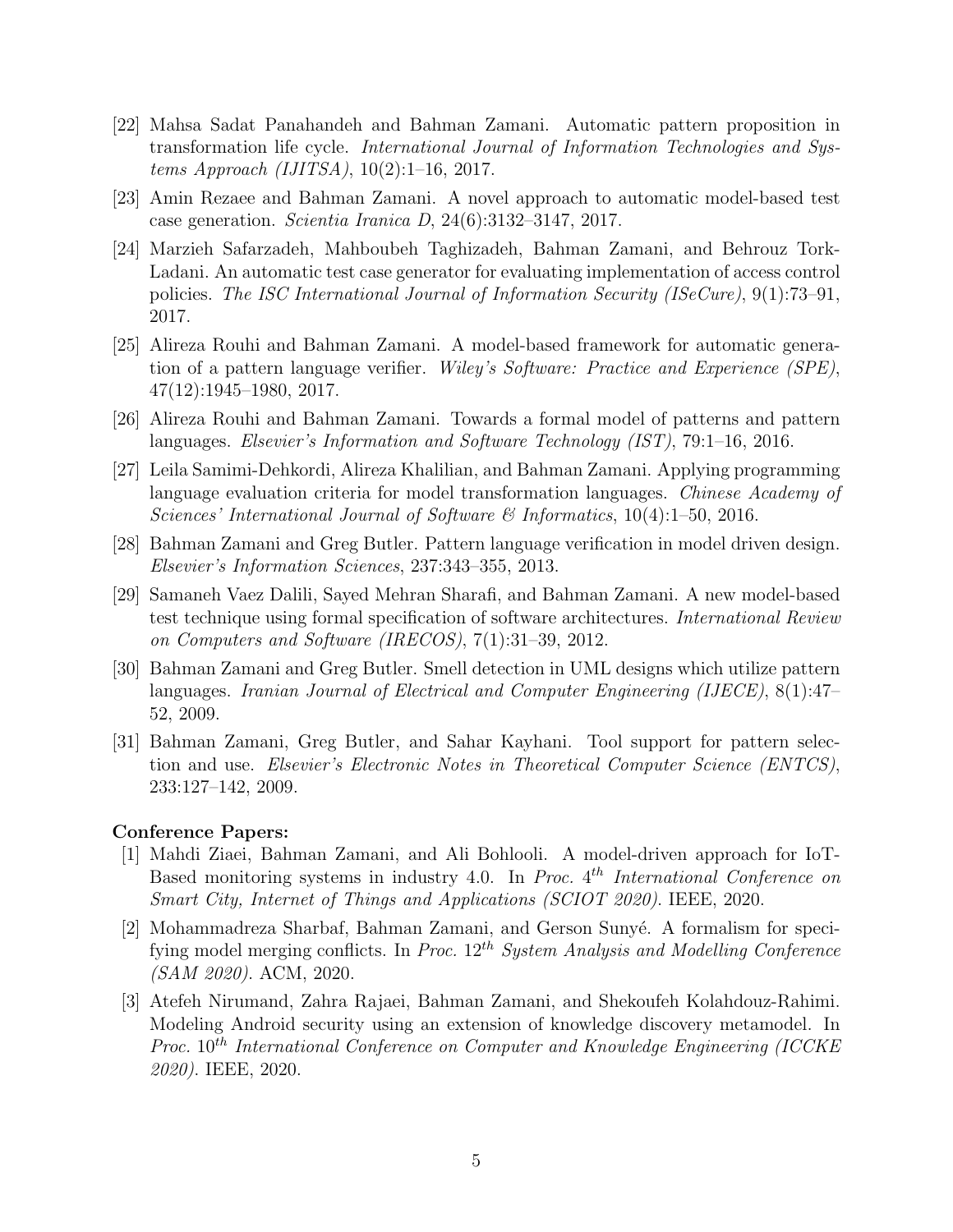[22] Mahsa Sadat Panahandeh and Bahman Zamani. Automatic pattern proposition in transformation life cycle. *International Journal of Information Technologies and Systems Approach (IJITSA)*, 10(2):1–16, 2017.

[23] Amin Rezaee and Bahman Zamani. A novel approach to automatic model-based test case generation. *Scientia Iranica D*, 24(6):3132–3147, 2017.

[24] Marzieh Safarzadeh, Mahboubeh Taghizadeh, Bahman Zamani, and Behrouz Tork-Ladani. An automatic test case generator for evaluating implementation of access control policies. *The ISC International Journal of Information Security (ISeCure)*, 9(1):73–91, 2017.

[25] Alireza Rouhi and Bahman Zamani. A model-based framework for automatic generation of a pattern language verifier. *Wiley's Software: Practice and Experience (SPE)*, 47(12):1945–1980, 2017.

[26] Alireza Rouhi and Bahman Zamani. Towards a formal model of patterns and pattern languages. *Elsevier's Information and Software Technology (IST)*, 79:1–16, 2016.

[27] Leila Samimi-Dehkordi, Alireza Khalilian, and Bahman Zamani. Applying programming language evaluation criteria for model transformation languages. *Chinese Academy of Sciences' International Journal of Software & Informatics*, 10(4):1–50, 2016.

[28] Bahman Zamani and Greg Butler. Pattern language verification in model driven design. *Elsevier's Information Sciences*, 237:343–355, 2013.

[29] Samaneh Vaez Dalili, Sayed Mehran Sharafi, and Bahman Zamani. A new model-based test technique using formal specification of software architectures. *International Review on Computers and Software (IRECOS)*, 7(1):31–39, 2012.

[30] Bahman Zamani and Greg Butler. Smell detection in UML designs which utilize pattern languages. *Iranian Journal of Electrical and Computer Engineering (IJECE)*, 8(1):47–52, 2009.

[31] Bahman Zamani, Greg Butler, and Sahar Kayhani. Tool support for pattern selection and use. *Elsevier's Electronic Notes in Theoretical Computer Science (ENTCS)*, 233:127–142, 2009.

**Conference Papers:**

[1] Mahdi Ziaei, Bahman Zamani, and Ali Bohlooli. A model-driven approach for IoT-Based monitoring systems in industry 4.0. In *Proc. 4th International Conference on Smart City, Internet of Things and Applications (SCIOT 2020)*. IEEE, 2020.

[2] Mohammadreza Sharbaf, Bahman Zamani, and Gerson Sunyé. A formalism for specifying model merging conflicts. In *Proc. 12th System Analysis and Modelling Conference (SAM 2020)*. ACM, 2020.

[3] Atefeh Nirumand, Zahra Rajaei, Bahman Zamani, and Shekoufeh Kolahdouz-Rahimi. Modeling Android security using an extension of knowledge discovery metamodel. In *Proc. 10th International Conference on Computer and Knowledge Engineering (ICCKE 2020)*. IEEE, 2020.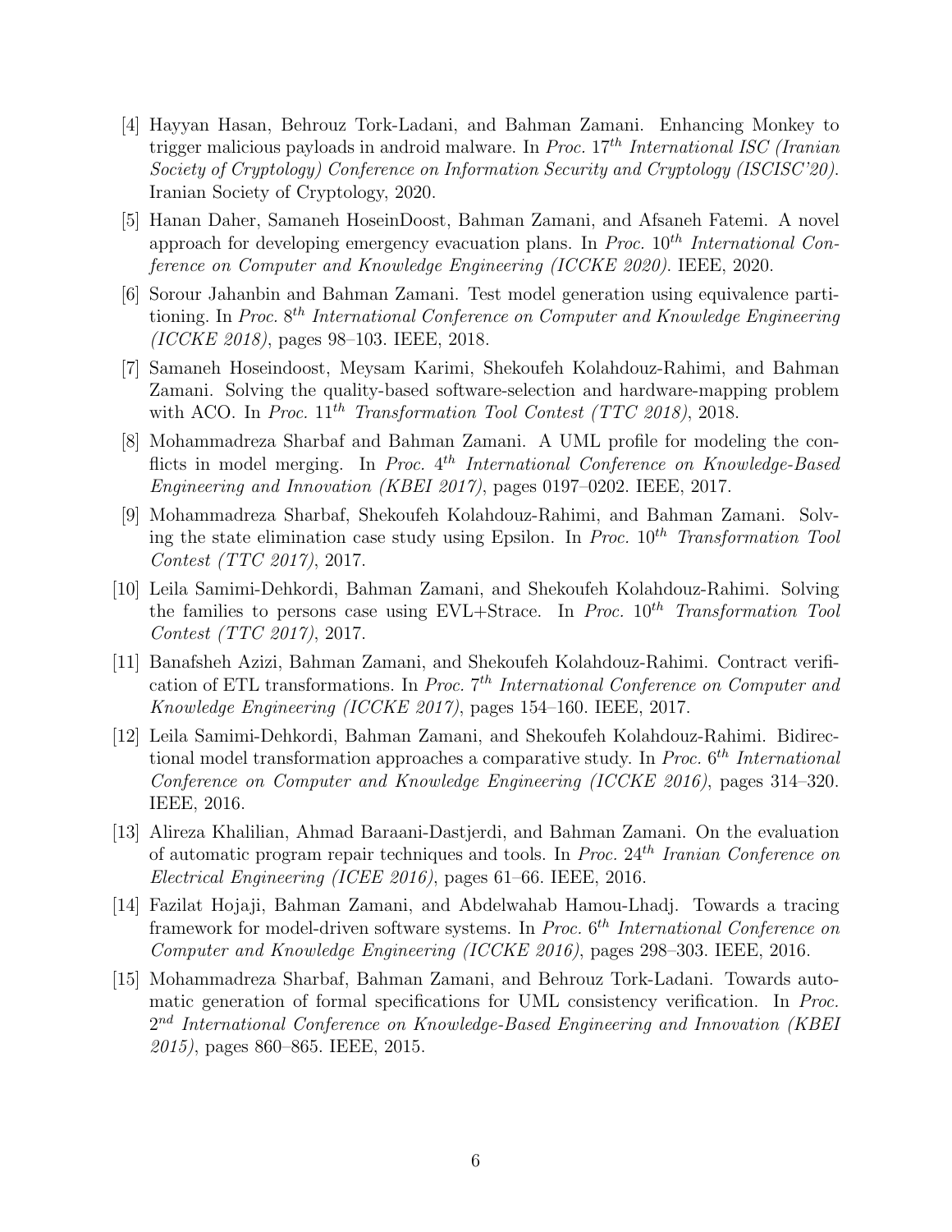[4] Hayyan Hasan, Behrouz Tork-Ladani, and Bahman Zamani. Enhancing Monkey to trigger malicious payloads in android malware. In *Proc. 17$^{th}$ International ISC (Iranian Society of Cryptology) Conference on Information Security and Cryptology (ISCISC'20)*. Iranian Society of Cryptology, 2020.

[5] Hanan Daher, Samaneh HoseinDoost, Bahman Zamani, and Afsaneh Fatemi. A novel approach for developing emergency evacuation plans. In *Proc. 10$^{th}$ International Conference on Computer and Knowledge Engineering (ICCKE 2020)*. IEEE, 2020.

[6] Sorour Jahanbin and Bahman Zamani. Test model generation using equivalence partitioning. In *Proc. 8$^{th}$ International Conference on Computer and Knowledge Engineering (ICCKE 2018)*, pages 98–103. IEEE, 2018.

[7] Samaneh Hoseindoost, Meysam Karimi, Shekoufeh Kolahdouz-Rahimi, and Bahman Zamani. Solving the quality-based software-selection and hardware-mapping problem with ACO. In *Proc. 11$^{th}$ Transformation Tool Contest (TTC 2018)*, 2018.

[8] Mohammadreza Sharbaf and Bahman Zamani. A UML profile for modeling the conflicts in model merging. In *Proc. 4$^{th}$ International Conference on Knowledge-Based Engineering and Innovation (KBEI 2017)*, pages 0197–0202. IEEE, 2017.

[9] Mohammadreza Sharbaf, Shekoufeh Kolahdouz-Rahimi, and Bahman Zamani. Solving the state elimination case study using Epsilon. In *Proc. 10$^{th}$ Transformation Tool Contest (TTC 2017)*, 2017.

[10] Leila Samimi-Dehkordi, Bahman Zamani, and Shekoufeh Kolahdouz-Rahimi. Solving the families to persons case using EVL+Strace. In *Proc. 10$^{th}$ Transformation Tool Contest (TTC 2017)*, 2017.

[11] Banafsheh Azizi, Bahman Zamani, and Shekoufeh Kolahdouz-Rahimi. Contract verification of ETL transformations. In *Proc. 7$^{th}$ International Conference on Computer and Knowledge Engineering (ICCKE 2017)*, pages 154–160. IEEE, 2017.

[12] Leila Samimi-Dehkordi, Bahman Zamani, and Shekoufeh Kolahdouz-Rahimi. Bidirectional model transformation approaches a comparative study. In *Proc. 6$^{th}$ International Conference on Computer and Knowledge Engineering (ICCKE 2016)*, pages 314–320. IEEE, 2016.

[13] Alireza Khalilian, Ahmad Baraani-Dastjerdi, and Bahman Zamani. On the evaluation of automatic program repair techniques and tools. In *Proc. 24$^{th}$ Iranian Conference on Electrical Engineering (ICEE 2016)*, pages 61–66. IEEE, 2016.

[14] Fazilat Hojaji, Bahman Zamani, and Abdelwahab Hamou-Lhadj. Towards a tracing framework for model-driven software systems. In *Proc. 6$^{th}$ International Conference on Computer and Knowledge Engineering (ICCKE 2016)*, pages 298–303. IEEE, 2016.

[15] Mohammadreza Sharbaf, Bahman Zamani, and Behrouz Tork-Ladani. Towards automatic generation of formal specifications for UML consistency verification. In *Proc. 2$^{nd}$ International Conference on Knowledge-Based Engineering and Innovation (KBEI 2015)*, pages 860–865. IEEE, 2015.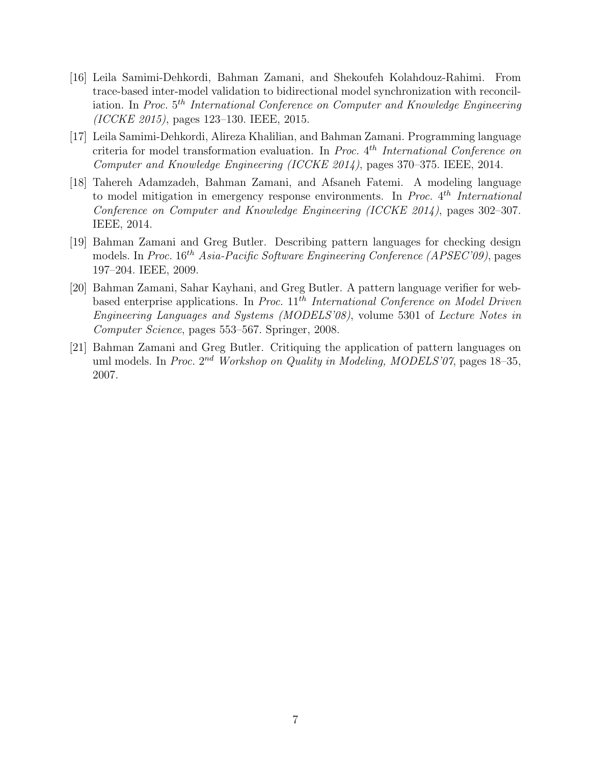[16] Leila Samimi-Dehkordi, Bahman Zamani, and Shekoufeh Kolahdouz-Rahimi. From trace-based inter-model validation to bidirectional model synchronization with reconciliation. In *Proc.* $5^{th}$ *International Conference on Computer and Knowledge Engineering (ICCKE 2015)*, pages 123–130. IEEE, 2015.

[17] Leila Samimi-Dehkordi, Alireza Khalilian, and Bahman Zamani. Programming language criteria for model transformation evaluation. In *Proc.* $4^{th}$ *International Conference on Computer and Knowledge Engineering (ICCKE 2014)*, pages 370–375. IEEE, 2014.

[18] Tahereh Adamzadeh, Bahman Zamani, and Afsaneh Fatemi. A modeling language to model mitigation in emergency response environments. In *Proc.* $4^{th}$ *International Conference on Computer and Knowledge Engineering (ICCKE 2014)*, pages 302–307. IEEE, 2014.

[19] Bahman Zamani and Greg Butler. Describing pattern languages for checking design models. In *Proc.* $16^{th}$ *Asia-Pacific Software Engineering Conference (APSEC'09)*, pages 197–204. IEEE, 2009.

[20] Bahman Zamani, Sahar Kayhani, and Greg Butler. A pattern language verifier for web-based enterprise applications. In *Proc.* $11^{th}$ *International Conference on Model Driven Engineering Languages and Systems (MODELS'08)*, volume 5301 of *Lecture Notes in Computer Science*, pages 553–567. Springer, 2008.

[21] Bahman Zamani and Greg Butler. Critiquing the application of pattern languages on uml models. In *Proc.* $2^{nd}$ *Workshop on Quality in Modeling, MODELS'07*, pages 18–35, 2007.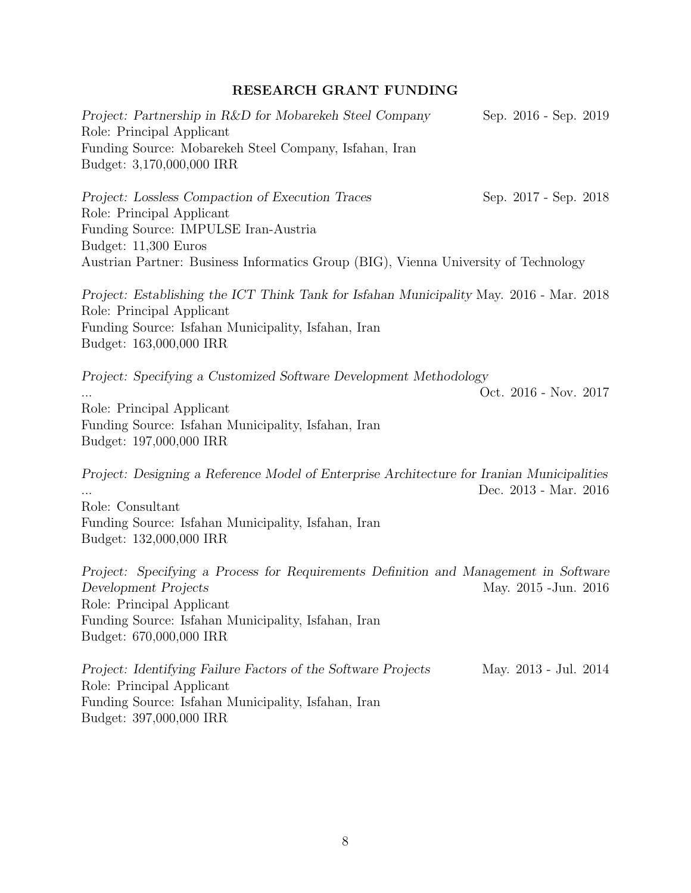## RESEARCH GRANT FUNDING

*Project: Partnership in R&D for Mobarekeh Steel Company* Sep. 2016 - Sep. 2019
Role: Principal Applicant
Funding Source: Mobarekeh Steel Company, Isfahan, Iran
Budget: 3,170,000,000 IRR

*Project: Lossless Compaction of Execution Traces* Sep. 2017 - Sep. 2018
Role: Principal Applicant
Funding Source: IMPULSE Iran-Austria
Budget: 11,300 Euros
Austrian Partner: Business Informatics Group (BIG), Vienna University of Technology

*Project: Establishing the ICT Think Tank for Isfahan Municipality* May. 2016 - Mar. 2018
Role: Principal Applicant
Funding Source: Isfahan Municipality, Isfahan, Iran
Budget: 163,000,000 IRR

*Project: Specifying a Customized Software Development Methodology*
... Oct. 2016 - Nov. 2017
Role: Principal Applicant
Funding Source: Isfahan Municipality, Isfahan, Iran
Budget: 197,000,000 IRR

*Project: Designing a Reference Model of Enterprise Architecture for Iranian Municipalities*
... Dec. 2013 - Mar. 2016
Role: Consultant
Funding Source: Isfahan Municipality, Isfahan, Iran
Budget: 132,000,000 IRR

*Project: Specifying a Process for Requirements Definition and Management in Software Development Projects* May. 2015 -Jun. 2016
Role: Principal Applicant
Funding Source: Isfahan Municipality, Isfahan, Iran
Budget: 670,000,000 IRR

*Project: Identifying Failure Factors of the Software Projects* May. 2013 - Jul. 2014
Role: Principal Applicant
Funding Source: Isfahan Municipality, Isfahan, Iran
Budget: 397,000,000 IRR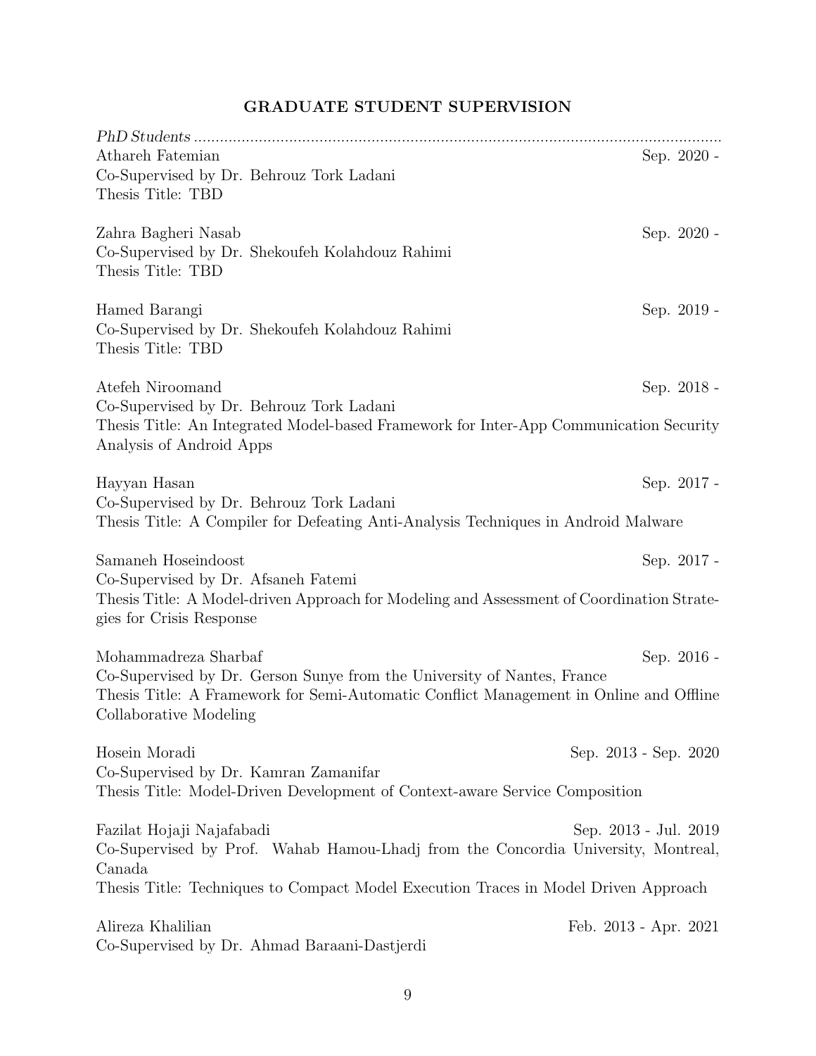## GRADUATE STUDENT SUPERVISION

*PhD Students* ...............................................................................................................................

Athareh Fatemian — Sep. 2020 -
Co-Supervised by Dr. Behrouz Tork Ladani
Thesis Title: TBD

Zahra Bagheri Nasab — Sep. 2020 -
Co-Supervised by Dr. Shekoufeh Kolahdouz Rahimi
Thesis Title: TBD

Hamed Barangi — Sep. 2019 -
Co-Supervised by Dr. Shekoufeh Kolahdouz Rahimi
Thesis Title: TBD

Atefeh Niroomand — Sep. 2018 -
Co-Supervised by Dr. Behrouz Tork Ladani
Thesis Title: An Integrated Model-based Framework for Inter-App Communication Security Analysis of Android Apps

Hayyan Hasan — Sep. 2017 -
Co-Supervised by Dr. Behrouz Tork Ladani
Thesis Title: A Compiler for Defeating Anti-Analysis Techniques in Android Malware

Samaneh Hoseindoost — Sep. 2017 -
Co-Supervised by Dr. Afsaneh Fatemi
Thesis Title: A Model-driven Approach for Modeling and Assessment of Coordination Strategies for Crisis Response

Mohammadreza Sharbaf — Sep. 2016 -
Co-Supervised by Dr. Gerson Sunye from the University of Nantes, France
Thesis Title: A Framework for Semi-Automatic Conflict Management in Online and Offline Collaborative Modeling

Hosein Moradi — Sep. 2013 - Sep. 2020
Co-Supervised by Dr. Kamran Zamanifar
Thesis Title: Model-Driven Development of Context-aware Service Composition

Fazilat Hojaji Najafabadi — Sep. 2013 - Jul. 2019
Co-Supervised by Prof. Wahab Hamou-Lhadj from the Concordia University, Montreal, Canada
Thesis Title: Techniques to Compact Model Execution Traces in Model Driven Approach

Alireza Khalilian — Feb. 2013 - Apr. 2021
Co-Supervised by Dr. Ahmad Baraani-Dastjerdi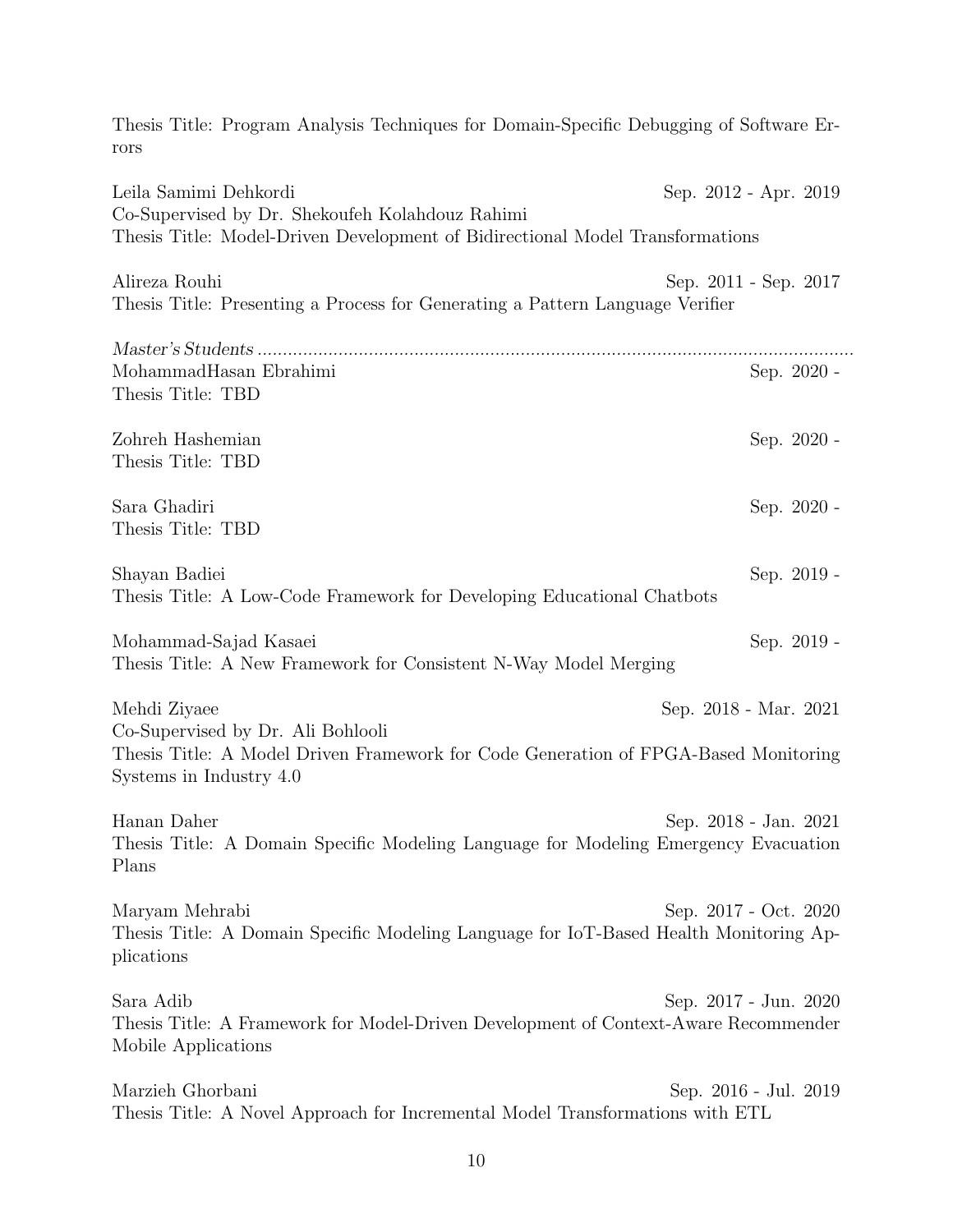Thesis Title: Program Analysis Techniques for Domain-Specific Debugging of Software Errors

Leila Samimi Dehkordi — Sep. 2012 - Apr. 2019
Co-Supervised by Dr. Shekoufeh Kolahdouz Rahimi
Thesis Title: Model-Driven Development of Bidirectional Model Transformations

Alireza Rouhi — Sep. 2011 - Sep. 2017
Thesis Title: Presenting a Process for Generating a Pattern Language Verifier

*Master's Students*

MohammadHasan Ebrahimi — Sep. 2020 -
Thesis Title: TBD

Zohreh Hashemian — Sep. 2020 -
Thesis Title: TBD

Sara Ghadiri — Sep. 2020 -
Thesis Title: TBD

Shayan Badiei — Sep. 2019 -
Thesis Title: A Low-Code Framework for Developing Educational Chatbots

Mohammad-Sajad Kasaei — Sep. 2019 -
Thesis Title: A New Framework for Consistent N-Way Model Merging

Mehdi Ziyaee — Sep. 2018 - Mar. 2021
Co-Supervised by Dr. Ali Bohlooli
Thesis Title: A Model Driven Framework for Code Generation of FPGA-Based Monitoring Systems in Industry 4.0

Hanan Daher — Sep. 2018 - Jan. 2021
Thesis Title: A Domain Specific Modeling Language for Modeling Emergency Evacuation Plans

Maryam Mehrabi — Sep. 2017 - Oct. 2020
Thesis Title: A Domain Specific Modeling Language for IoT-Based Health Monitoring Applications

Sara Adib — Sep. 2017 - Jun. 2020
Thesis Title: A Framework for Model-Driven Development of Context-Aware Recommender Mobile Applications

Marzieh Ghorbani — Sep. 2016 - Jul. 2019
Thesis Title: A Novel Approach for Incremental Model Transformations with ETL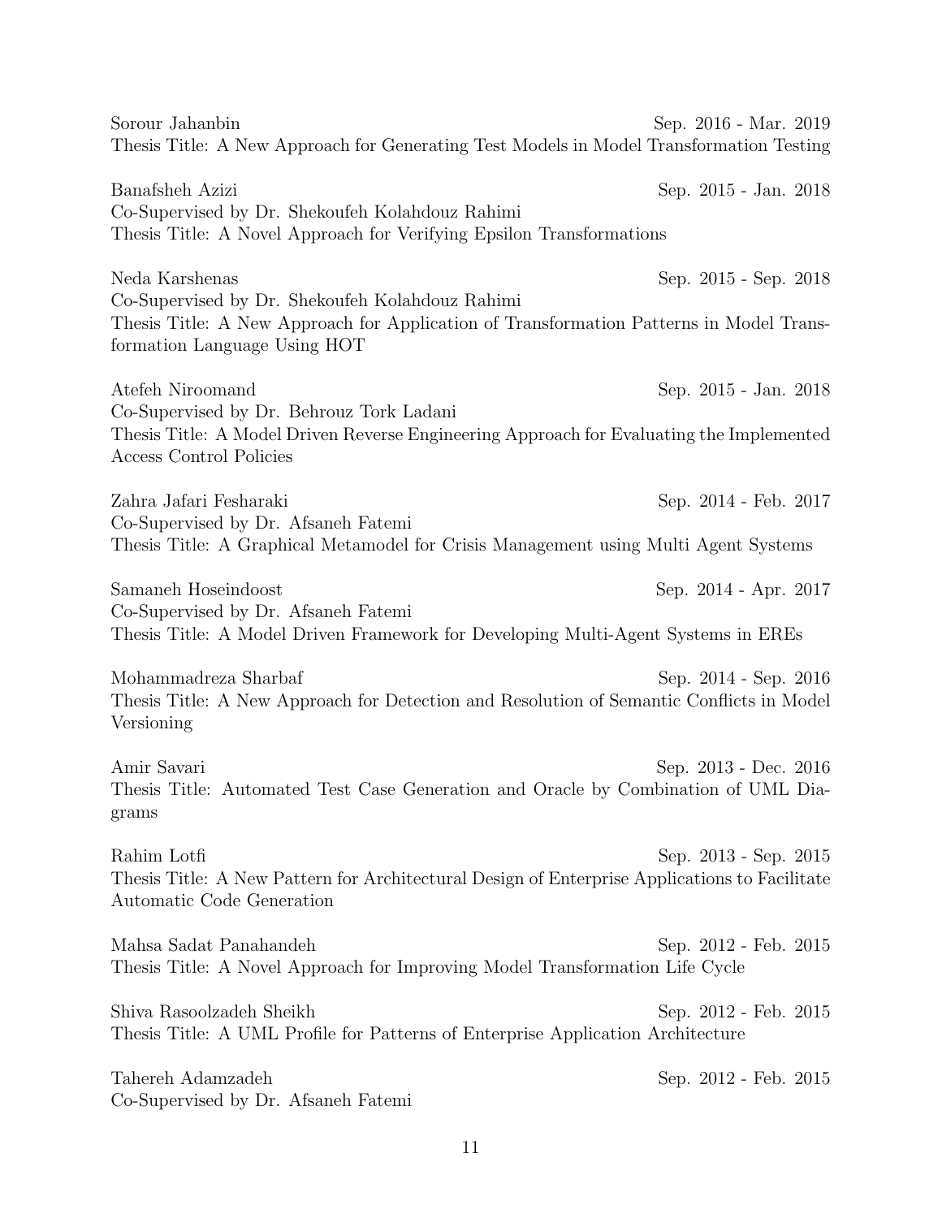Sorour Jahanbin Sep. 2016 - Mar. 2019
Thesis Title: A New Approach for Generating Test Models in Model Transformation Testing

Banafsheh Azizi Sep. 2015 - Jan. 2018
Co-Supervised by Dr. Shekoufeh Kolahdouz Rahimi
Thesis Title: A Novel Approach for Verifying Epsilon Transformations

Neda Karshenas Sep. 2015 - Sep. 2018
Co-Supervised by Dr. Shekoufeh Kolahdouz Rahimi
Thesis Title: A New Approach for Application of Transformation Patterns in Model Transformation Language Using HOT

Atefeh Niroomand Sep. 2015 - Jan. 2018
Co-Supervised by Dr. Behrouz Tork Ladani
Thesis Title: A Model Driven Reverse Engineering Approach for Evaluating the Implemented Access Control Policies

Zahra Jafari Fesharaki Sep. 2014 - Feb. 2017
Co-Supervised by Dr. Afsaneh Fatemi
Thesis Title: A Graphical Metamodel for Crisis Management using Multi Agent Systems

Samaneh Hoseindoost Sep. 2014 - Apr. 2017
Co-Supervised by Dr. Afsaneh Fatemi
Thesis Title: A Model Driven Framework for Developing Multi-Agent Systems in EREs

Mohammadreza Sharbaf Sep. 2014 - Sep. 2016
Thesis Title: A New Approach for Detection and Resolution of Semantic Conflicts in Model Versioning

Amir Savari Sep. 2013 - Dec. 2016
Thesis Title: Automated Test Case Generation and Oracle by Combination of UML Diagrams

Rahim Lotfi Sep. 2013 - Sep. 2015
Thesis Title: A New Pattern for Architectural Design of Enterprise Applications to Facilitate Automatic Code Generation

Mahsa Sadat Panahandeh Sep. 2012 - Feb. 2015
Thesis Title: A Novel Approach for Improving Model Transformation Life Cycle

Shiva Rasoolzadeh Sheikh Sep. 2012 - Feb. 2015
Thesis Title: A UML Profile for Patterns of Enterprise Application Architecture

Tahereh Adamzadeh Sep. 2012 - Feb. 2015
Co-Supervised by Dr. Afsaneh Fatemi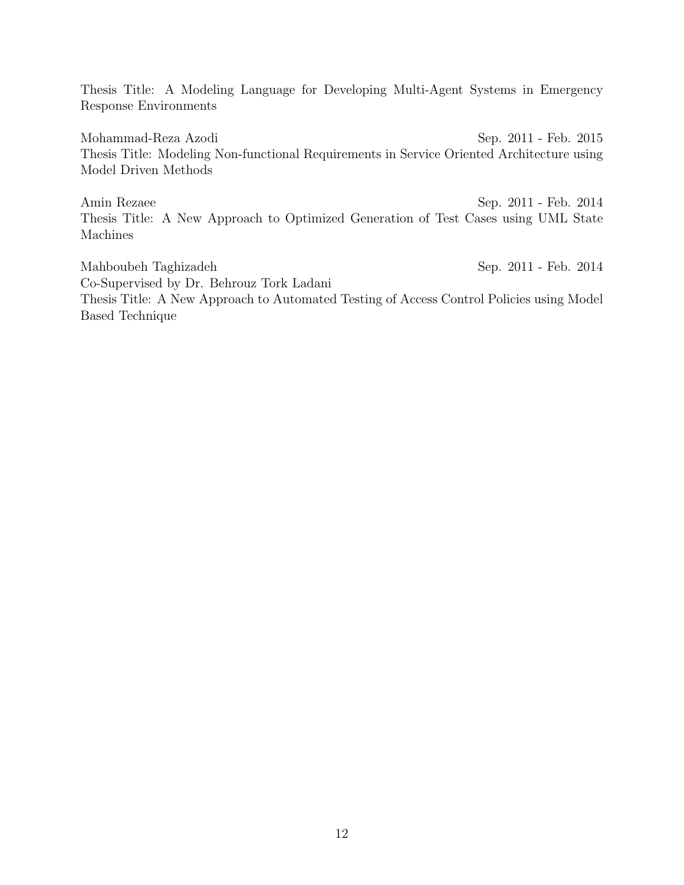Thesis Title: A Modeling Language for Developing Multi-Agent Systems in Emergency Response Environments

Mohammad-Reza Azodi Sep. 2011 - Feb. 2015
Thesis Title: Modeling Non-functional Requirements in Service Oriented Architecture using Model Driven Methods

Amin Rezaee Sep. 2011 - Feb. 2014
Thesis Title: A New Approach to Optimized Generation of Test Cases using UML State Machines

Mahboubeh Taghizadeh Sep. 2011 - Feb. 2014
Co-Supervised by Dr. Behrouz Tork Ladani
Thesis Title: A New Approach to Automated Testing of Access Control Policies using Model Based Technique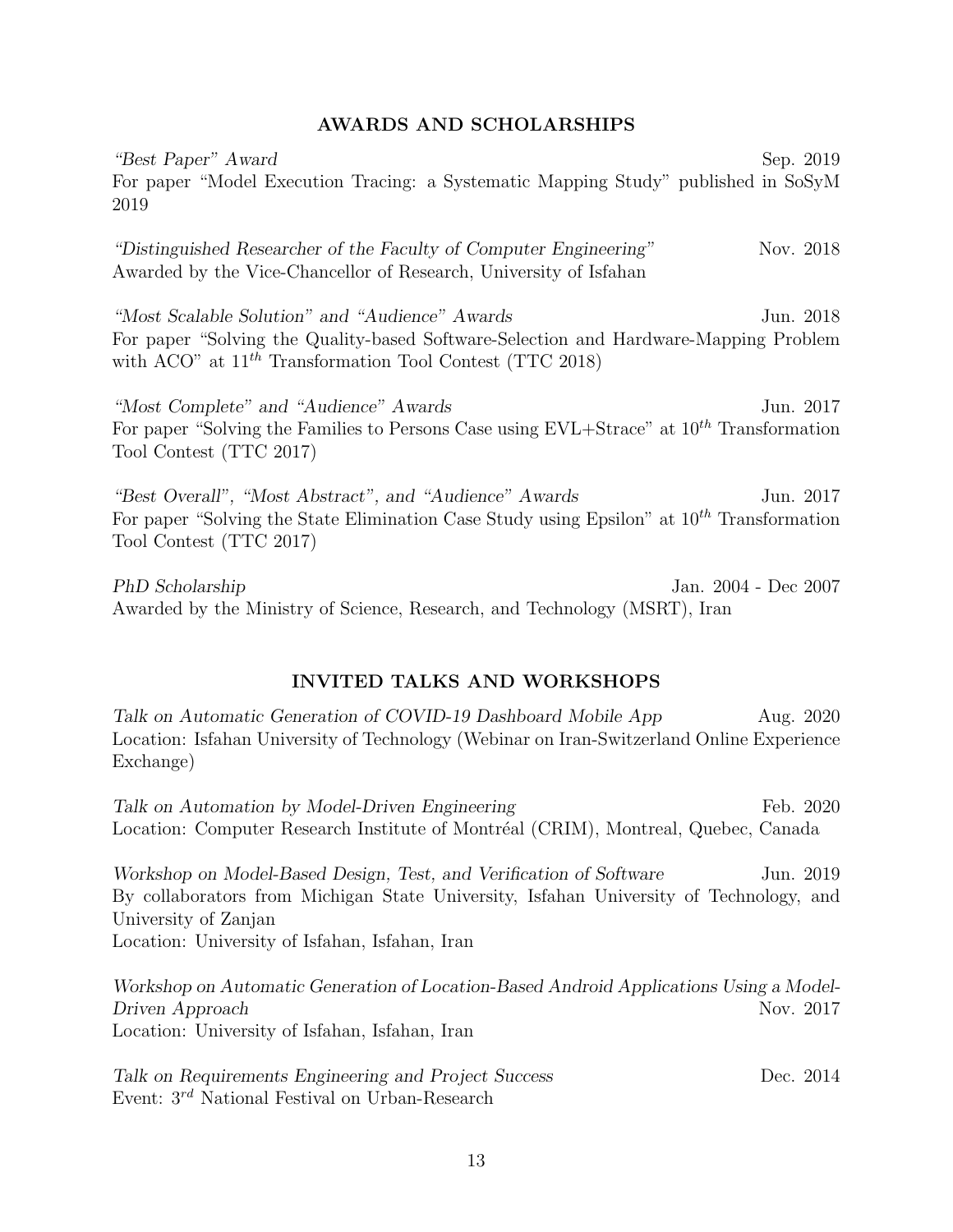## AWARDS AND SCHOLARSHIPS

*"Best Paper" Award* — Sep. 2019
For paper "Model Execution Tracing: a Systematic Mapping Study" published in SoSyM 2019

*"Distinguished Researcher of the Faculty of Computer Engineering"* — Nov. 2018
Awarded by the Vice-Chancellor of Research, University of Isfahan

*"Most Scalable Solution" and "Audience" Awards* — Jun. 2018
For paper "Solving the Quality-based Software-Selection and Hardware-Mapping Problem with ACO" at $11^{th}$ Transformation Tool Contest (TTC 2018)

*"Most Complete" and "Audience" Awards* — Jun. 2017
For paper "Solving the Families to Persons Case using EVL+Strace" at $10^{th}$ Transformation Tool Contest (TTC 2017)

*"Best Overall", "Most Abstract", and "Audience" Awards* — Jun. 2017
For paper "Solving the State Elimination Case Study using Epsilon" at $10^{th}$ Transformation Tool Contest (TTC 2017)

*PhD Scholarship* — Jan. 2004 - Dec 2007
Awarded by the Ministry of Science, Research, and Technology (MSRT), Iran

## INVITED TALKS AND WORKSHOPS

*Talk on Automatic Generation of COVID-19 Dashboard Mobile App* — Aug. 2020
Location: Isfahan University of Technology (Webinar on Iran-Switzerland Online Experience Exchange)

*Talk on Automation by Model-Driven Engineering* — Feb. 2020
Location: Computer Research Institute of Montréal (CRIM), Montreal, Quebec, Canada

*Workshop on Model-Based Design, Test, and Verification of Software* — Jun. 2019
By collaborators from Michigan State University, Isfahan University of Technology, and University of Zanjan
Location: University of Isfahan, Isfahan, Iran

*Workshop on Automatic Generation of Location-Based Android Applications Using a Model-Driven Approach* — Nov. 2017
Location: University of Isfahan, Isfahan, Iran

*Talk on Requirements Engineering and Project Success* — Dec. 2014
Event: $3^{rd}$ National Festival on Urban-Research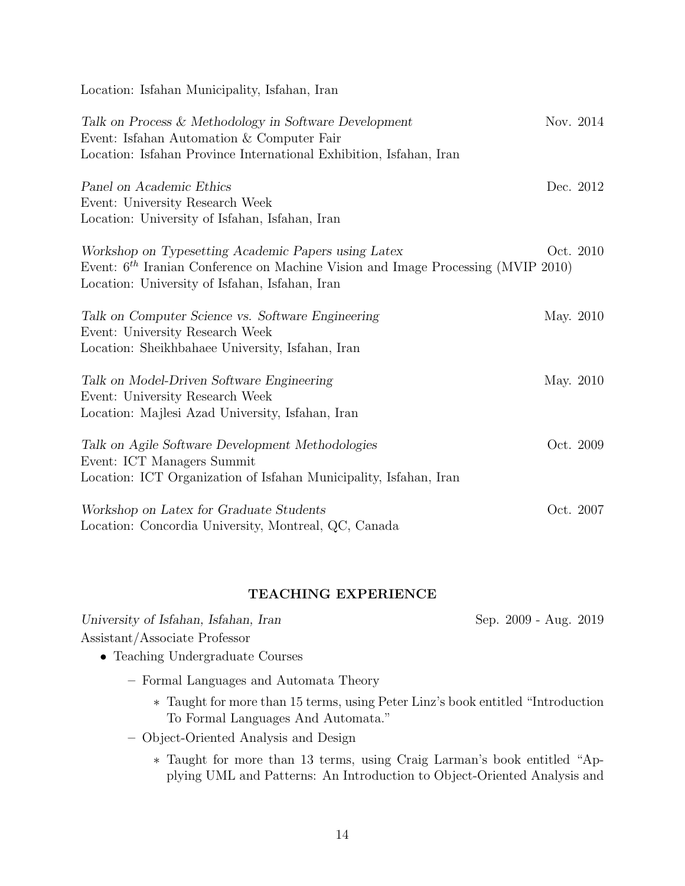Location: Isfahan Municipality, Isfahan, Iran

*Talk on Process & Methodology in Software Development* Nov. 2014
Event: Isfahan Automation & Computer Fair
Location: Isfahan Province International Exhibition, Isfahan, Iran

*Panel on Academic Ethics* Dec. 2012
Event: University Research Week
Location: University of Isfahan, Isfahan, Iran

*Workshop on Typesetting Academic Papers using Latex* Oct. 2010
Event: $6^{th}$ Iranian Conference on Machine Vision and Image Processing (MVIP 2010)
Location: University of Isfahan, Isfahan, Iran

*Talk on Computer Science vs. Software Engineering* May. 2010
Event: University Research Week
Location: Sheikhbahaee University, Isfahan, Iran

*Talk on Model-Driven Software Engineering* May. 2010
Event: University Research Week
Location: Majlesi Azad University, Isfahan, Iran

*Talk on Agile Software Development Methodologies* Oct. 2009
Event: ICT Managers Summit
Location: ICT Organization of Isfahan Municipality, Isfahan, Iran

*Workshop on Latex for Graduate Students* Oct. 2007
Location: Concordia University, Montreal, QC, Canada

## TEACHING EXPERIENCE

*University of Isfahan, Isfahan, Iran* Sep. 2009 - Aug. 2019
Assistant/Associate Professor

- Teaching Undergraduate Courses
  - Formal Languages and Automata Theory
    - Taught for more than 15 terms, using Peter Linz's book entitled "Introduction To Formal Languages And Automata."
  - Object-Oriented Analysis and Design
    - Taught for more than 13 terms, using Craig Larman's book entitled "Applying UML and Patterns: An Introduction to Object-Oriented Analysis and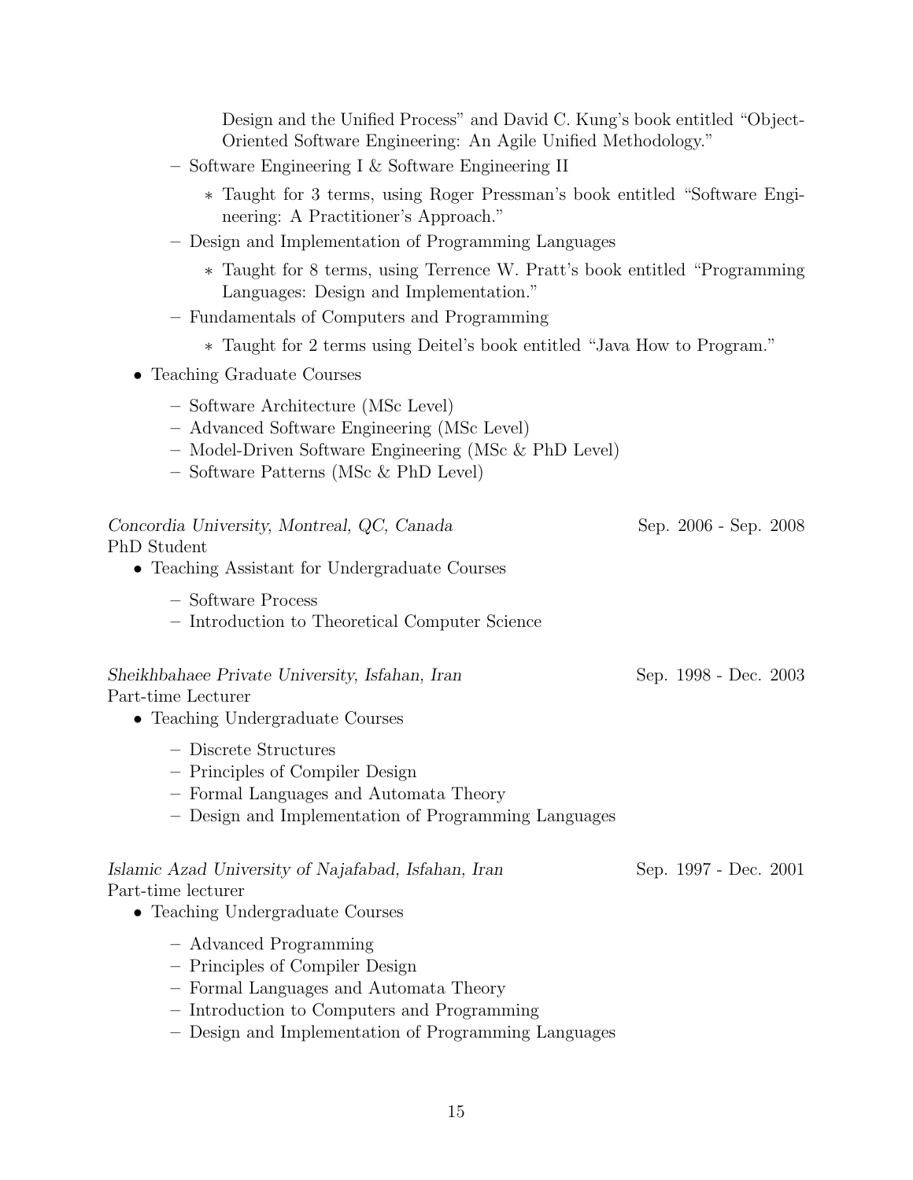Design and the Unified Process" and David C. Kung's book entitled "Object-Oriented Software Engineering: An Agile Unified Methodology."

  - Software Engineering I & Software Engineering II
    * Taught for 3 terms, using Roger Pressman's book entitled "Software Engineering: A Practitioner's Approach."
  - Design and Implementation of Programming Languages
    * Taught for 8 terms, using Terrence W. Pratt's book entitled "Programming Languages: Design and Implementation."
  - Fundamentals of Computers and Programming
    * Taught for 2 terms using Deitel's book entitled "Java How to Program."

- Teaching Graduate Courses
  - Software Architecture (MSc Level)
  - Advanced Software Engineering (MSc Level)
  - Model-Driven Software Engineering (MSc & PhD Level)
  - Software Patterns (MSc & PhD Level)

*Concordia University, Montreal, QC, Canada* — Sep. 2006 - Sep. 2008
PhD Student

- Teaching Assistant for Undergraduate Courses
  - Software Process
  - Introduction to Theoretical Computer Science

*Sheikhbahaee Private University, Isfahan, Iran* — Sep. 1998 - Dec. 2003
Part-time Lecturer

- Teaching Undergraduate Courses
  - Discrete Structures
  - Principles of Compiler Design
  - Formal Languages and Automata Theory
  - Design and Implementation of Programming Languages

*Islamic Azad University of Najafabad, Isfahan, Iran* — Sep. 1997 - Dec. 2001
Part-time lecturer

- Teaching Undergraduate Courses
  - Advanced Programming
  - Principles of Compiler Design
  - Formal Languages and Automata Theory
  - Introduction to Computers and Programming
  - Design and Implementation of Programming Languages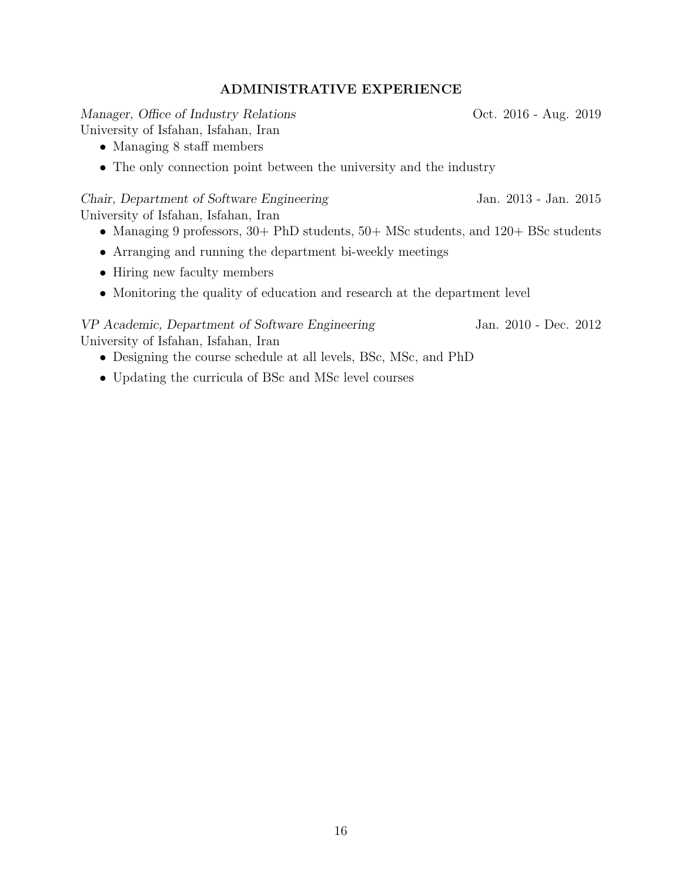## ADMINISTRATIVE EXPERIENCE

*Manager, Office of Industry Relations* Oct. 2016 - Aug. 2019
University of Isfahan, Isfahan, Iran

- Managing 8 staff members
- The only connection point between the university and the industry

*Chair, Department of Software Engineering* Jan. 2013 - Jan. 2015
University of Isfahan, Isfahan, Iran

- Managing 9 professors, 30+ PhD students, 50+ MSc students, and 120+ BSc students
- Arranging and running the department bi-weekly meetings
- Hiring new faculty members
- Monitoring the quality of education and research at the department level

*VP Academic, Department of Software Engineering* Jan. 2010 - Dec. 2012
University of Isfahan, Isfahan, Iran

- Designing the course schedule at all levels, BSc, MSc, and PhD
- Updating the curricula of BSc and MSc level courses